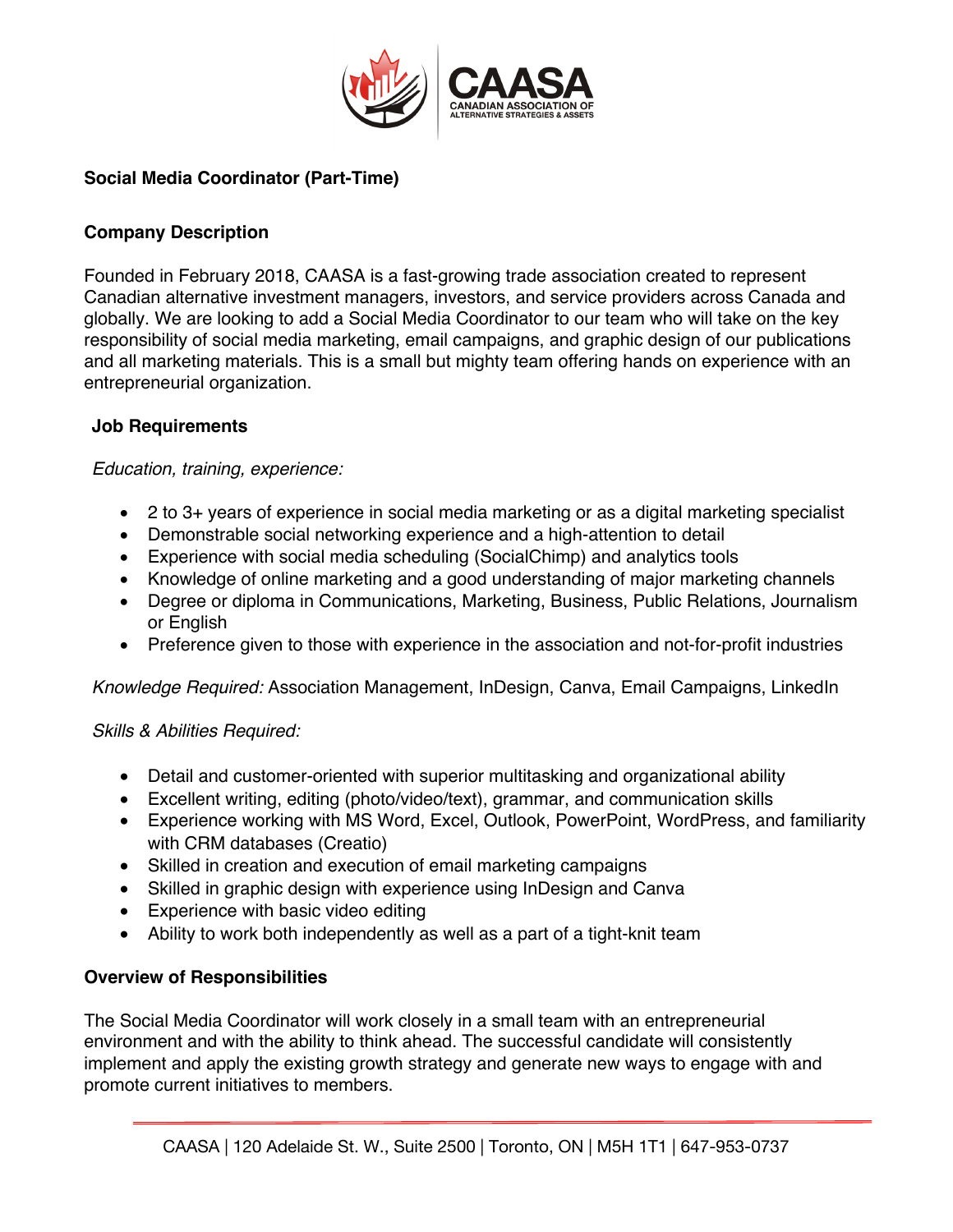# Social Media Coordinator (Part-Time)

## Company Description

Founded in February 2018, CAASA is a fast-growing trade association created to represent Canadian alternative investment managers, investors, and service providers across Canada and globally. We are looking to add a Social Media Coordinator to our team who will take on the key responsibility of social media marketing, email campaigns, and graphic design of our publications and all marketing materials. This is a small but mighty team offering hands on experience with an entrepreneurial organization.

## Job Requirements

*Education, training, experience:*

- 2 to 3+ years of experience in social media marketing or as a digital marketing specialist
- Demonstrable social networking experience and a high-attention to detail
- Experience with social media scheduling (SocialChimp) and analytics tools
- Knowledge of online marketing and a good understanding of major marketing channels
- Degree or diploma in Communications, Marketing, Business, Public Relations, Journalism or English
- Preference given to those with experience in the association and not-for-profit industries

*Knowledge Required:* Association Management, InDesign, Canva, Email Campaigns, LinkedIn

*Skills & Abilities Required:*

- Detail and customer-oriented with superior multitasking and organizational ability
- Excellent writing, editing (photo/video/text), grammar, and communication skills
- Experience working with MS Word, Excel, Outlook, PowerPoint, WordPress, and familiarity with CRM databases (Creatio)
- Skilled in creation and execution of email marketing campaigns
- Skilled in graphic design with experience using InDesign and Canva
- Experience with basic video editing
- Ability to work both independently as well as a part of a tight-knit team

## Overview of Responsibilities

The Social Media Coordinator will work closely in a small team with an entrepreneurial environment and with the ability to think ahead. The successful candidate will consistently implement and apply the existing growth strategy and generate new ways to engage with and promote current initiatives to members.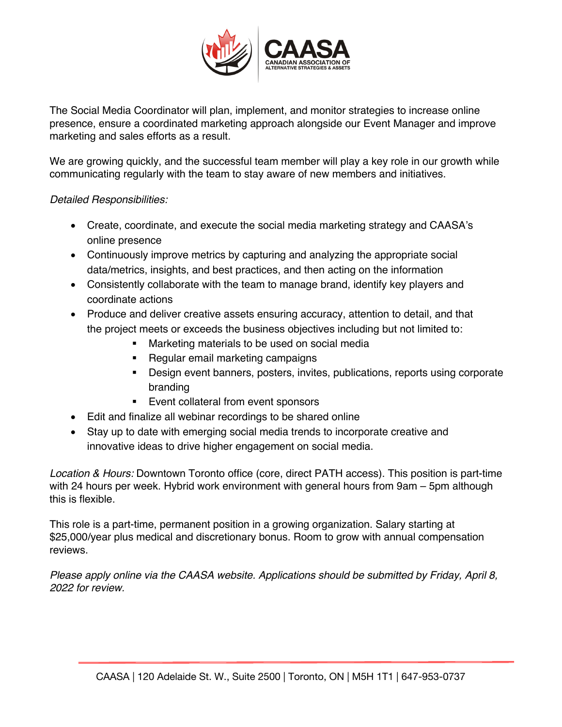The Social Media Coordinator will plan, implement, and monitor strategies to increase online presence, ensure a coordinated marketing approach alongside our Event Manager and improve marketing and sales efforts as a result.

We are growing quickly, and the successful team member will play a key role in our growth while communicating regularly with the team to stay aware of new members and initiatives.

*Detailed Responsibilities:*

- Create, coordinate, and execute the social media marketing strategy and CAASA's online presence
- Continuously improve metrics by capturing and analyzing the appropriate social data/metrics, insights, and best practices, and then acting on the information
- Consistently collaborate with the team to manage brand, identify key players and coordinate actions
- Produce and deliver creative assets ensuring accuracy, attention to detail, and that the project meets or exceeds the business objectives including but not limited to:
  - Marketing materials to be used on social media
  - Regular email marketing campaigns
  - Design event banners, posters, invites, publications, reports using corporate branding
  - Event collateral from event sponsors
- Edit and finalize all webinar recordings to be shared online
- Stay up to date with emerging social media trends to incorporate creative and innovative ideas to drive higher engagement on social media.

*Location & Hours:* Downtown Toronto office (core, direct PATH access). This position is part-time with 24 hours per week. Hybrid work environment with general hours from 9am – 5pm although this is flexible.

This role is a part-time, permanent position in a growing organization. Salary starting at $25,000/year plus medical and discretionary bonus. Room to grow with annual compensation reviews.

*Please apply online via the CAASA website. Applications should be submitted by Friday, April 8, 2022 for review.*

CAASA | 120 Adelaide St. W., Suite 2500 | Toronto, ON | M5H 1T1 | 647-953-0737